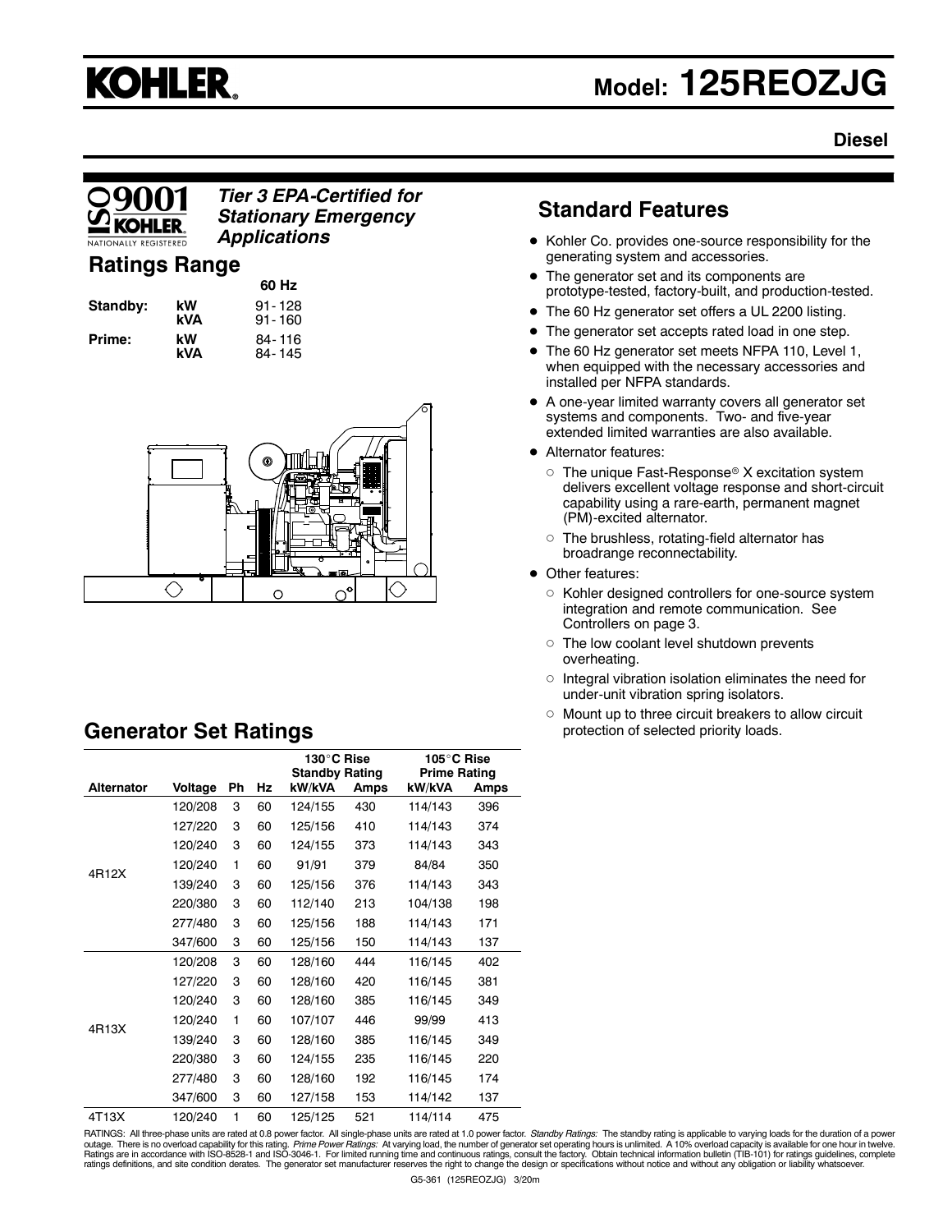# KOHLER

# Model: 125REOZJG

**Diesel**

*Tier 3 EPA-Certified for Stationary Emergency Applications*

## Ratings Range

| | | 60 Hz |
|---|---|---|
| **Standby:** | **kW** | 91-128 |
| | **kVA** | 91-160 |
| **Prime:** | **kW** | 84-116 |
| | **kVA** | 84-145 |

## Standard Features

- Kohler Co. provides one-source responsibility for the generating system and accessories.
- The generator set and its components are prototype-tested, factory-built, and production-tested.
- The 60 Hz generator set offers a UL 2200 listing.
- The generator set accepts rated load in one step.
- The 60 Hz generator set meets NFPA 110, Level 1, when equipped with the necessary accessories and installed per NFPA standards.
- A one-year limited warranty covers all generator set systems and components. Two- and five-year extended limited warranties are also available.
- Alternator features:
  - The unique Fast-Response® X excitation system delivers excellent voltage response and short-circuit capability using a rare-earth, permanent magnet (PM)-excited alternator.
  - The brushless, rotating-field alternator has broadrange reconnectability.
- Other features:
  - Kohler designed controllers for one-source system integration and remote communication. See Controllers on page 3.
  - The low coolant level shutdown prevents overheating.
  - Integral vibration isolation eliminates the need for under-unit vibration spring isolators.
  - Mount up to three circuit breakers to allow circuit protection of selected priority loads.

## Generator Set Ratings

| | | | | 130°C Rise Standby Rating | | 105°C Rise Prime Rating | |
|---|---|---|---|---|---|---|---|
| **Alternator** | **Voltage** | **Ph** | **Hz** | **kW/kVA** | **Amps** | **kW/kVA** | **Amps** |
| 4R12X | 120/208 | 3 | 60 | 124/155 | 430 | 114/143 | 396 |
| | 127/220 | 3 | 60 | 125/156 | 410 | 114/143 | 374 |
| | 120/240 | 3 | 60 | 124/155 | 373 | 114/143 | 343 |
| | 120/240 | 1 | 60 | 91/91 | 379 | 84/84 | 350 |
| | 139/240 | 3 | 60 | 125/156 | 376 | 114/143 | 343 |
| | 220/380 | 3 | 60 | 112/140 | 213 | 104/138 | 198 |
| | 277/480 | 3 | 60 | 125/156 | 188 | 114/143 | 171 |
| | 347/600 | 3 | 60 | 125/156 | 150 | 114/143 | 137 |
| 4R13X | 120/208 | 3 | 60 | 128/160 | 444 | 116/145 | 402 |
| | 127/220 | 3 | 60 | 128/160 | 420 | 116/145 | 381 |
| | 120/240 | 3 | 60 | 128/160 | 385 | 116/145 | 349 |
| | 120/240 | 1 | 60 | 107/107 | 446 | 99/99 | 413 |
| | 139/240 | 3 | 60 | 128/160 | 385 | 116/145 | 349 |
| | 220/380 | 3 | 60 | 124/155 | 235 | 116/145 | 220 |
| | 277/480 | 3 | 60 | 128/160 | 192 | 116/145 | 174 |
| | 347/600 | 3 | 60 | 127/158 | 153 | 114/142 | 137 |
| 4T13X | 120/240 | 1 | 60 | 125/125 | 521 | 114/114 | 475 |

RATINGS: All three-phase units are rated at 0.8 power factor. All single-phase units are rated at 1.0 power factor. *Standby Ratings:* The standby rating is applicable to varying loads for the duration of a power outage. There is no overload capability for this rating. *Prime Power Ratings:* At varying load, the number of generator set operating hours is unlimited. A 10% overload capacity is available for one hour in twelve. Ratings are in accordance with ISO-8528-1 and ISO-3046-1. For limited running time and continuous ratings, consult the factory. Obtain technical information bulletin (TIB-101) for ratings guidelines, complete ratings definitions, and site condition derates. The generator set manufacturer reserves the right to change the design or specifications without notice and without any obligation or liability whatsoever.

G5-361 (125REOZJG) 3/20m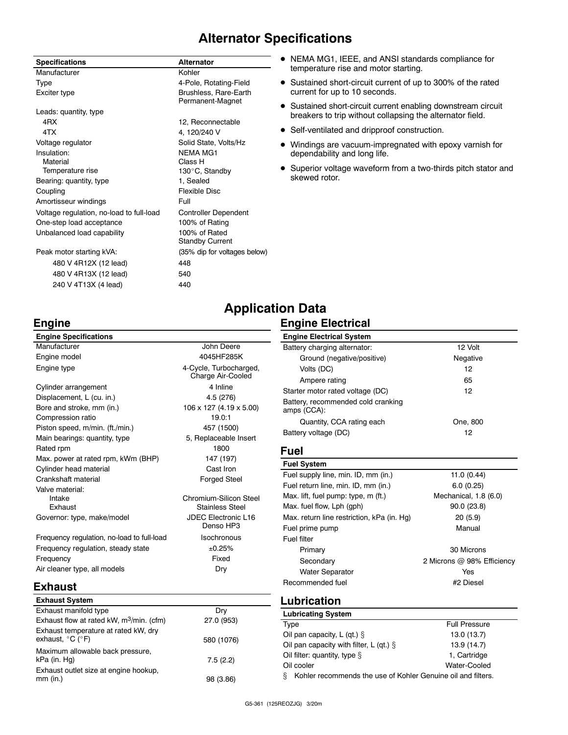# Alternator Specifications

| Specifications | Alternator |
|---|---|
| Manufacturer | Kohler |
| Type | 4-Pole, Rotating-Field |
| Exciter type | Brushless, Rare-Earth Permanent-Magnet |
| Leads: quantity, type | |
| 4RX | 12, Reconnectable |
| 4TX | 4, 120/240 V |
| Voltage regulator | Solid State, Volts/Hz |
| Insulation: | NEMA MG1 |
| Material | Class H |
| Temperature rise | 130°C, Standby |
| Bearing: quantity, type | 1, Sealed |
| Coupling | Flexible Disc |
| Amortisseur windings | Full |
| Voltage regulation, no-load to full-load | Controller Dependent |
| One-step load acceptance | 100% of Rating |
| Unbalanced load capability | 100% of Rated Standby Current |
| Peak motor starting kVA: | (35% dip for voltages below) |
| 480 V 4R12X (12 lead) | 448 |
| 480 V 4R13X (12 lead) | 540 |
| 240 V 4T13X (4 lead) | 440 |

- NEMA MG1, IEEE, and ANSI standards compliance for temperature rise and motor starting.
- Sustained short-circuit current of up to 300% of the rated current for up to 10 seconds.
- Sustained short-circuit current enabling downstream circuit breakers to trip without collapsing the alternator field.
- Self-ventilated and dripproof construction.
- Windings are vacuum-impregnated with epoxy varnish for dependability and long life.
- Superior voltage waveform from a two-thirds pitch stator and skewed rotor.

# Application Data

## Engine

| Engine Specifications | |
|---|---|
| Manufacturer | John Deere |
| Engine model | 4045HF285K |
| Engine type | 4-Cycle, Turbocharged, Charge Air-Cooled |
| Cylinder arrangement | 4 Inline |
| Displacement, L (cu. in.) | 4.5 (276) |
| Bore and stroke, mm (in.) | 106 x 127 (4.19 x 5.00) |
| Compression ratio | 19.0:1 |
| Piston speed, m/min. (ft./min.) | 457 (1500) |
| Main bearings: quantity, type | 5, Replaceable Insert |
| Rated rpm | 1800 |
| Max. power at rated rpm, kWm (BHP) | 147 (197) |
| Cylinder head material | Cast Iron |
| Crankshaft material | Forged Steel |
| Valve material: | |
| Intake | Chromium-Silicon Steel |
| Exhaust | Stainless Steel |
| Governor: type, make/model | JDEC Electronic L16 Denso HP3 |
| Frequency regulation, no-load to full-load | Isochronous |
| Frequency regulation, steady state | ±0.25% |
| Frequency | Fixed |
| Air cleaner type, all models | Dry |

## Exhaust

| Exhaust System | |
|---|---|
| Exhaust manifold type | Dry |
| Exhaust flow at rated kW, $m^3$/min. (cfm) | 27.0 (953) |
| Exhaust temperature at rated kW, dry exhaust, °C (°F) | 580 (1076) |
| Maximum allowable back pressure, kPa (in. Hg) | 7.5 (2.2) |
| Exhaust outlet size at engine hookup, mm (in.) | 98 (3.86) |

## Engine Electrical

| Engine Electrical System | |
|---|---|
| Battery charging alternator: | 12 Volt |
| Ground (negative/positive) | Negative |
| Volts (DC) | 12 |
| Ampere rating | 65 |
| Starter motor rated voltage (DC) | 12 |
| Battery, recommended cold cranking amps (CCA): | |
| Quantity, CCA rating each | One, 800 |
| Battery voltage (DC) | 12 |

## Fuel

| Fuel System | |
|---|---|
| Fuel supply line, min. ID, mm (in.) | 11.0 (0.44) |
| Fuel return line, min. ID, mm (in.) | 6.0 (0.25) |
| Max. lift, fuel pump: type, m (ft.) | Mechanical, 1.8 (6.0) |
| Max. fuel flow, Lph (gph) | 90.0 (23.8) |
| Max. return line restriction, kPa (in. Hg) | 20 (5.9) |
| Fuel prime pump | Manual |
| Fuel filter | |
| Primary | 30 Microns |
| Secondary | 2 Microns @ 98% Efficiency |
| Water Separator | Yes |
| Recommended fuel | #2 Diesel |

## Lubrication

| Lubricating System | |
|---|---|
| Type | Full Pressure |
| Oil pan capacity, L (qt.) § | 13.0 (13.7) |
| Oil pan capacity with filter, L (qt.) § | 13.9 (14.7) |
| Oil filter: quantity, type § | 1, Cartridge |
| Oil cooler | Water-Cooled |

§ Kohler recommends the use of Kohler Genuine oil and filters.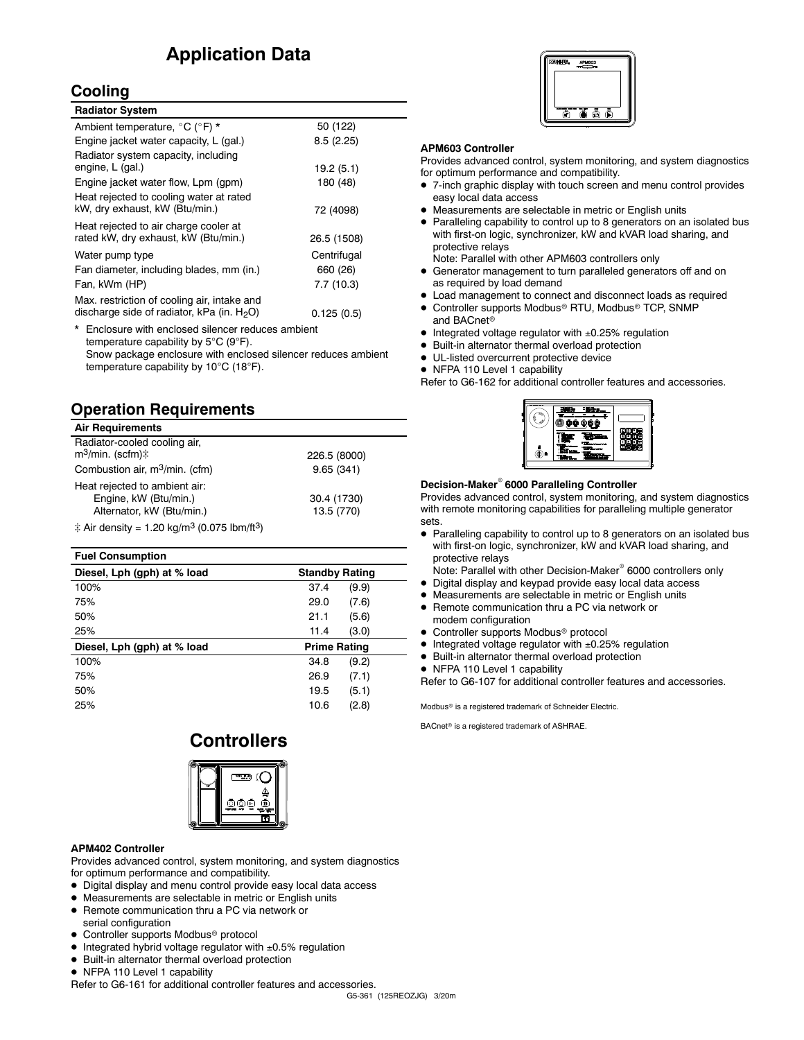# Application Data

## Cooling

| Radiator System | |
|---|---|
| Ambient temperature, °C (°F) * | 50 (122) |
| Engine jacket water capacity, L (gal.) | 8.5 (2.25) |
| Radiator system capacity, including engine, L (gal.) | 19.2 (5.1) |
| Engine jacket water flow, Lpm (gpm) | 180 (48) |
| Heat rejected to cooling water at rated kW, dry exhaust, kW (Btu/min.) | 72 (4098) |
| Heat rejected to air charge cooler at rated kW, dry exhaust, kW (Btu/min.) | 26.5 (1508) |
| Water pump type | Centrifugal |
| Fan diameter, including blades, mm (in.) | 660 (26) |
| Fan, kWm (HP) | 7.7 (10.3) |
| Max. restriction of cooling air, intake and discharge side of radiator, kPa (in. $H_2O$) | 0.125 (0.5) |

\* Enclosure with enclosed silencer reduces ambient temperature capability by 5°C (9°F). Snow package enclosure with enclosed silencer reduces ambient temperature capability by 10°C (18°F).

## Operation Requirements

| Air Requirements | |
|---|---|
| Radiator-cooled cooling air, $m^3$/min. (scfm)‡ | 226.5 (8000) |
| Combustion air, $m^3$/min. (cfm) | 9.65 (341) |
| Heat rejected to ambient air: | |
| Engine, kW (Btu/min.) | 30.4 (1730) |
| Alternator, kW (Btu/min.) | 13.5 (770) |

‡ Air density = 1.20 kg/$m^3$ (0.075 lbm/$ft^3$)

| Fuel Consumption | | |
|---|---|---|
| Diesel, Lph (gph) at % load | Standby Rating | |
| 100% | 37.4 | (9.9) |
| 75% | 29.0 | (7.6) |
| 50% | 21.1 | (5.6) |
| 25% | 11.4 | (3.0) |
| Diesel, Lph (gph) at % load | Prime Rating | |
| 100% | 34.8 | (9.2) |
| 75% | 26.9 | (7.1) |
| 50% | 19.5 | (5.1) |
| 25% | 10.6 | (2.8) |

# Controllers

**APM402 Controller**

Provides advanced control, system monitoring, and system diagnostics for optimum performance and compatibility.

- Digital display and menu control provide easy local data access
- Measurements are selectable in metric or English units
- Remote communication thru a PC via network or serial configuration
- Controller supports Modbus® protocol
- Integrated hybrid voltage regulator with ±0.5% regulation
- Built-in alternator thermal overload protection
- NFPA 110 Level 1 capability

Refer to G6-161 for additional controller features and accessories.

**APM603 Controller**

Provides advanced control, system monitoring, and system diagnostics for optimum performance and compatibility.

- 7-inch graphic display with touch screen and menu control provides easy local data access
- Measurements are selectable in metric or English units
- Paralleling capability to control up to 8 generators on an isolated bus with first-on logic, synchronizer, kW and kVAR load sharing, and protective relays
  Note: Parallel with other APM603 controllers only
- Generator management to turn paralleled generators off and on as required by load demand
- Load management to connect and disconnect loads as required
- Controller supports Modbus® RTU, Modbus® TCP, SNMP and BACnet®
- Integrated voltage regulator with ±0.25% regulation
- Built-in alternator thermal overload protection
- UL-listed overcurrent protective device
- NFPA 110 Level 1 capability

Refer to G6-162 for additional controller features and accessories.

**Decision-Maker® 6000 Paralleling Controller**

Provides advanced control, system monitoring, and system diagnostics with remote monitoring capabilities for paralleling multiple generator sets.

- Paralleling capability to control up to 8 generators on an isolated bus with first-on logic, synchronizer, kW and kVAR load sharing, and protective relays
  Note: Parallel with other Decision-Maker® 6000 controllers only
- Digital display and keypad provide easy local data access
- Measurements are selectable in metric or English units
- Remote communication thru a PC via network or modem configuration
- Controller supports Modbus® protocol
- Integrated voltage regulator with ±0.25% regulation
- Built-in alternator thermal overload protection
- NFPA 110 Level 1 capability

Refer to G6-107 for additional controller features and accessories.

Modbus® is a registered trademark of Schneider Electric.

BACnet® is a registered trademark of ASHRAE.

G5-361 (125REOZJG) 3/20m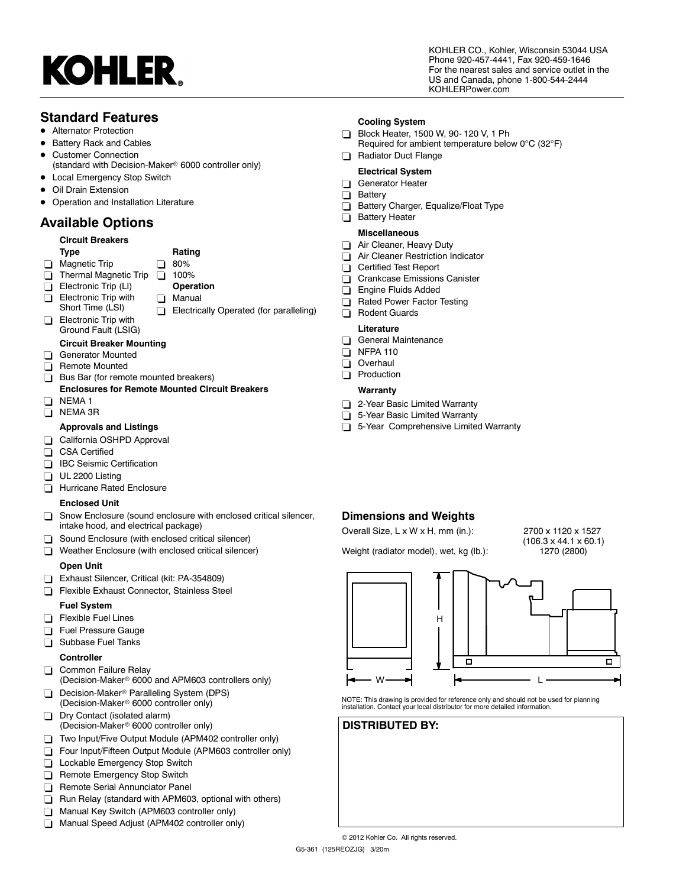KOHLER CO., Kohler, Wisconsin 53044 USA
Phone 920-457-4441, Fax 920-459-1646
For the nearest sales and service outlet in the US and Canada, phone 1-800-544-2444
KOHLERPower.com

## Standard Features

- Alternator Protection
- Battery Rack and Cables
- Customer Connection (standard with Decision-Maker® 6000 controller only)
- Local Emergency Stop Switch
- Oil Drain Extension
- Operation and Installation Literature

## Available Options

### Circuit Breakers

**Type**

- ❑ Magnetic Trip
- ❑ Thermal Magnetic Trip
- ❑ Electronic Trip (LI)
- ❑ Electronic Trip with Short Time (LSI)
- ❑ Electronic Trip with Ground Fault (LSIG)

**Rating**

- ❑ 80%
- ❑ 100%

**Operation**

- ❑ Manual
- ❑ Electrically Operated (for paralleling)

### Circuit Breaker Mounting

- ❑ Generator Mounted
- ❑ Remote Mounted
- ❑ Bus Bar (for remote mounted breakers)

### Enclosures for Remote Mounted Circuit Breakers

- ❑ NEMA 1
- ❑ NEMA 3R

### Approvals and Listings

- ❑ California OSHPD Approval
- ❑ CSA Certified
- ❑ IBC Seismic Certification
- ❑ UL 2200 Listing
- ❑ Hurricane Rated Enclosure

### Enclosed Unit

- ❑ Snow Enclosure (sound enclosure with enclosed critical silencer, intake hood, and electrical package)
- ❑ Sound Enclosure (with enclosed critical silencer)
- ❑ Weather Enclosure (with enclosed critical silencer)

### Open Unit

- ❑ Exhaust Silencer, Critical (kit: PA-354809)
- ❑ Flexible Exhaust Connector, Stainless Steel

### Fuel System

- ❑ Flexible Fuel Lines
- ❑ Fuel Pressure Gauge
- ❑ Subbase Fuel Tanks

### Controller

- ❑ Common Failure Relay (Decision-Maker® 6000 and APM603 controllers only)
- ❑ Decision-Maker® Paralleling System (DPS) (Decision-Maker® 6000 controller only)
- ❑ Dry Contact (isolated alarm) (Decision-Maker® 6000 controller only)
- ❑ Two Input/Five Output Module (APM402 controller only)
- ❑ Four Input/Fifteen Output Module (APM603 controller only)
- ❑ Lockable Emergency Stop Switch
- ❑ Remote Emergency Stop Switch
- ❑ Remote Serial Annunciator Panel
- ❑ Run Relay (standard with APM603, optional with others)
- ❑ Manual Key Switch (APM603 controller only)
- ❑ Manual Speed Adjust (APM402 controller only)

### Cooling System

- ❑ Block Heater, 1500 W, 90- 120 V, 1 Ph Required for ambient temperature below 0°C (32°F)
- ❑ Radiator Duct Flange

### Electrical System

- ❑ Generator Heater
- ❑ Battery
- ❑ Battery Charger, Equalize/Float Type
- ❑ Battery Heater

### Miscellaneous

- ❑ Air Cleaner, Heavy Duty
- ❑ Air Cleaner Restriction Indicator
- ❑ Certified Test Report
- ❑ Crankcase Emissions Canister
- ❑ Engine Fluids Added
- ❑ Rated Power Factor Testing
- ❑ Rodent Guards

### Literature

- ❑ General Maintenance
- ❑ NFPA 110
- ❑ Overhaul
- ❑ Production

### Warranty

- ❑ 2-Year Basic Limited Warranty
- ❑ 5-Year Basic Limited Warranty
- ❑ 5-Year Comprehensive Limited Warranty

## Dimensions and Weights

| | |
|---|---|
| Overall Size, L x W x H, mm (in.): | 2700 x 1120 x 1527 (106.3 x 44.1 x 60.1) |
| Weight (radiator model), wet, kg (lb.): | 1270 (2800) |

W

H

L

NOTE: This drawing is provided for reference only and should not be used for planning installation. Contact your local distributor for more detailed information.

**DISTRIBUTED BY:**

© 2012 Kohler Co. All rights reserved.

G5-361 (125REOZJG) 3/20m